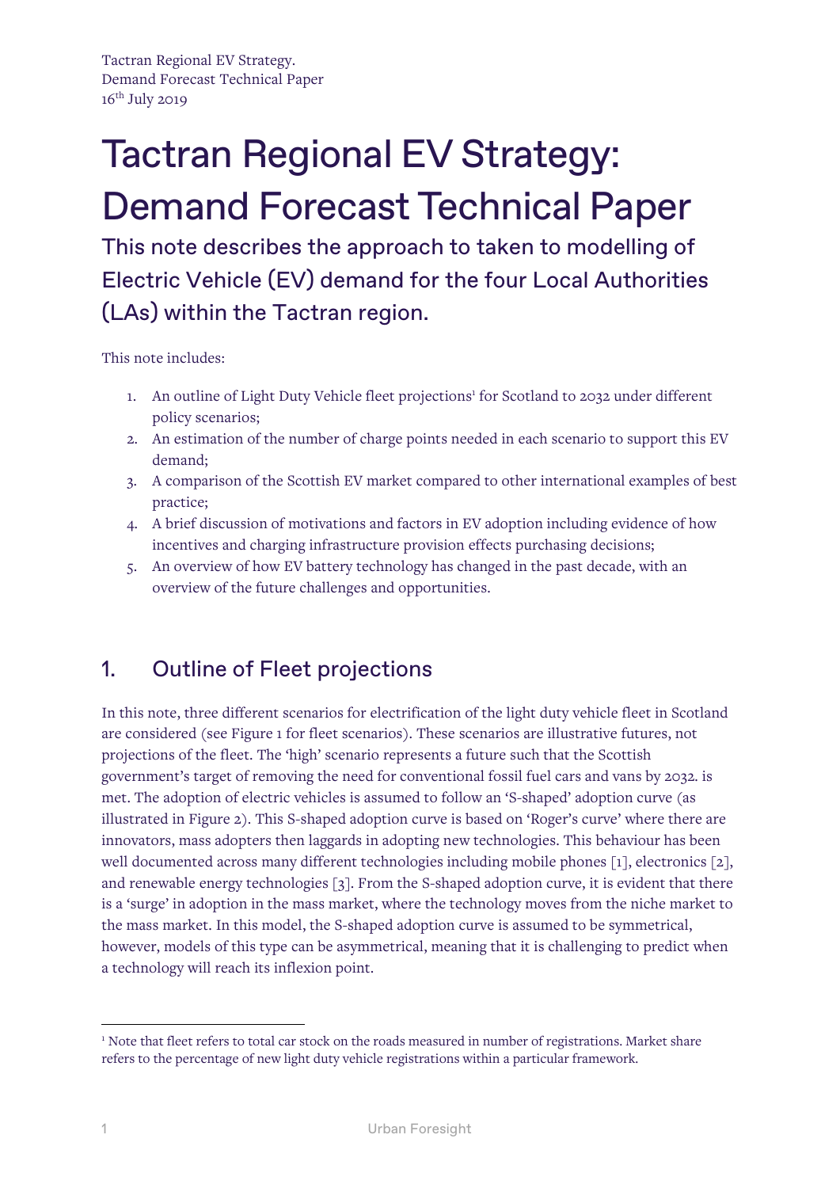Tactran Regional EV Strategy.
Demand Forecast Technical Paper
16th July 2019

# Tactran Regional EV Strategy: Demand Forecast Technical Paper

## This note describes the approach to taken to modelling of Electric Vehicle (EV) demand for the four Local Authorities (LAs) within the Tactran region.

This note includes:

1. An outline of Light Duty Vehicle fleet projections[1] for Scotland to 2032 under different policy scenarios;
2. An estimation of the number of charge points needed in each scenario to support this EV demand;
3. A comparison of the Scottish EV market compared to other international examples of best practice;
4. A brief discussion of motivations and factors in EV adoption including evidence of how incentives and charging infrastructure provision effects purchasing decisions;
5. An overview of how EV battery technology has changed in the past decade, with an overview of the future challenges and opportunities.

## 1. Outline of Fleet projections

In this note, three different scenarios for electrification of the light duty vehicle fleet in Scotland are considered (see Figure 1 for fleet scenarios). These scenarios are illustrative futures, not projections of the fleet. The 'high' scenario represents a future such that the Scottish government's target of removing the need for conventional fossil fuel cars and vans by 2032. is met. The adoption of electric vehicles is assumed to follow an 'S-shaped' adoption curve (as illustrated in Figure 2). This S-shaped adoption curve is based on 'Roger's curve' where there are innovators, mass adopters then laggards in adopting new technologies. This behaviour has been well documented across many different technologies including mobile phones [1], electronics [2], and renewable energy technologies [3]. From the S-shaped adoption curve, it is evident that there is a 'surge' in adoption in the mass market, where the technology moves from the niche market to the mass market. In this model, the S-shaped adoption curve is assumed to be symmetrical, however, models of this type can be asymmetrical, meaning that it is challenging to predict when a technology will reach its inflexion point.

[1] Note that fleet refers to total car stock on the roads measured in number of registrations. Market share refers to the percentage of new light duty vehicle registrations within a particular framework.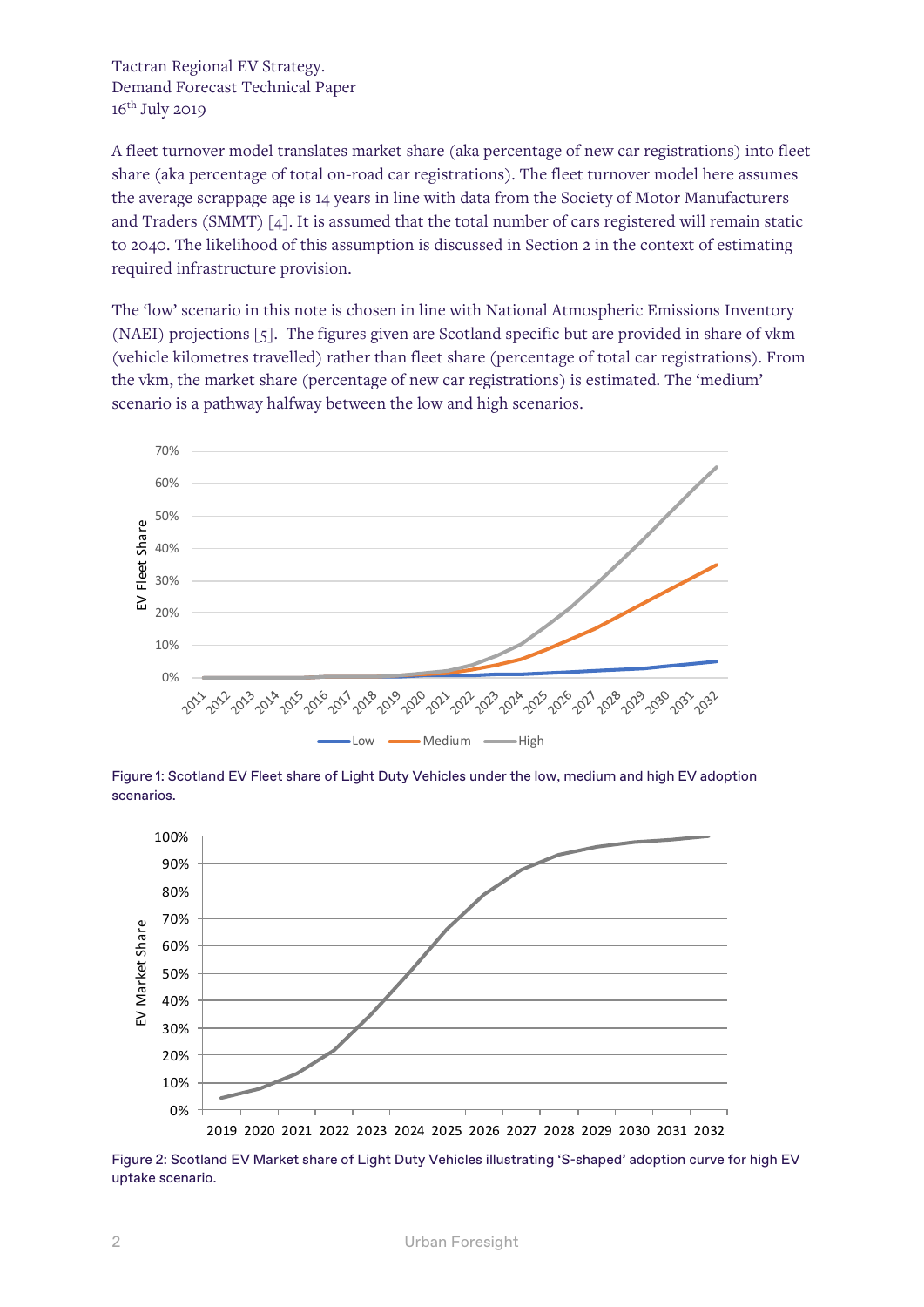Tactran Regional EV Strategy.
Demand Forecast Technical Paper
16th July 2019

A fleet turnover model translates market share (aka percentage of new car registrations) into fleet share (aka percentage of total on-road car registrations). The fleet turnover model here assumes the average scrappage age is 14 years in line with data from the Society of Motor Manufacturers and Traders (SMMT) [4]. It is assumed that the total number of cars registered will remain static to 2040. The likelihood of this assumption is discussed in Section 2 in the context of estimating required infrastructure provision.

The 'low' scenario in this note is chosen in line with National Atmospheric Emissions Inventory (NAEI) projections [5]. The figures given are Scotland specific but are provided in share of vkm (vehicle kilometres travelled) rather than fleet share (percentage of total car registrations). From the vkm, the market share (percentage of new car registrations) is estimated. The 'medium' scenario is a pathway halfway between the low and high scenarios.

Figure 1: Scotland EV Fleet share of Light Duty Vehicles under the low, medium and high EV adoption scenarios.

Figure 2: Scotland EV Market share of Light Duty Vehicles illustrating 'S-shaped' adoption curve for high EV uptake scenario.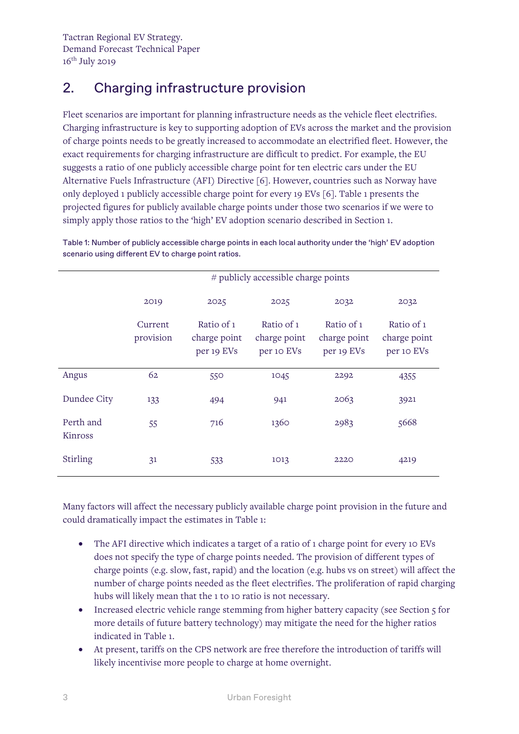## 2. Charging infrastructure provision

Fleet scenarios are important for planning infrastructure needs as the vehicle fleet electrifies. Charging infrastructure is key to supporting adoption of EVs across the market and the provision of charge points needs to be greatly increased to accommodate an electrified fleet. However, the exact requirements for charging infrastructure are difficult to predict. For example, the EU suggests a ratio of one publicly accessible charge point for ten electric cars under the EU Alternative Fuels Infrastructure (AFI) Directive [6]. However, countries such as Norway have only deployed 1 publicly accessible charge point for every 19 EVs [6]. Table 1 presents the projected figures for publicly available charge points under those two scenarios if we were to simply apply those ratios to the 'high' EV adoption scenario described in Section 1.

Table 1: Number of publicly accessible charge points in each local authority under the 'high' EV adoption scenario using different EV to charge point ratios.

| | # publicly accessible charge points | | | | |
|---|---|---|---|---|---|
| | 2019 | 2025 | 2025 | 2032 | 2032 |
| | Current provision | Ratio of 1 charge point per 19 EVs | Ratio of 1 charge point per 10 EVs | Ratio of 1 charge point per 19 EVs | Ratio of 1 charge point per 10 EVs |
| Angus | 62 | 550 | 1045 | 2292 | 4355 |
| Dundee City | 133 | 494 | 941 | 2063 | 3921 |
| Perth and Kinross | 55 | 716 | 1360 | 2983 | 5668 |
| Stirling | 31 | 533 | 1013 | 2220 | 4219 |

Many factors will affect the necessary publicly available charge point provision in the future and could dramatically impact the estimates in Table 1:

- The AFI directive which indicates a target of a ratio of 1 charge point for every 10 EVs does not specify the type of charge points needed. The provision of different types of charge points (e.g. slow, fast, rapid) and the location (e.g. hubs vs on street) will affect the number of charge points needed as the fleet electrifies. The proliferation of rapid charging hubs will likely mean that the 1 to 10 ratio is not necessary.
- Increased electric vehicle range stemming from higher battery capacity (see Section 5 for more details of future battery technology) may mitigate the need for the higher ratios indicated in Table 1.
- At present, tariffs on the CPS network are free therefore the introduction of tariffs will likely incentivise more people to charge at home overnight.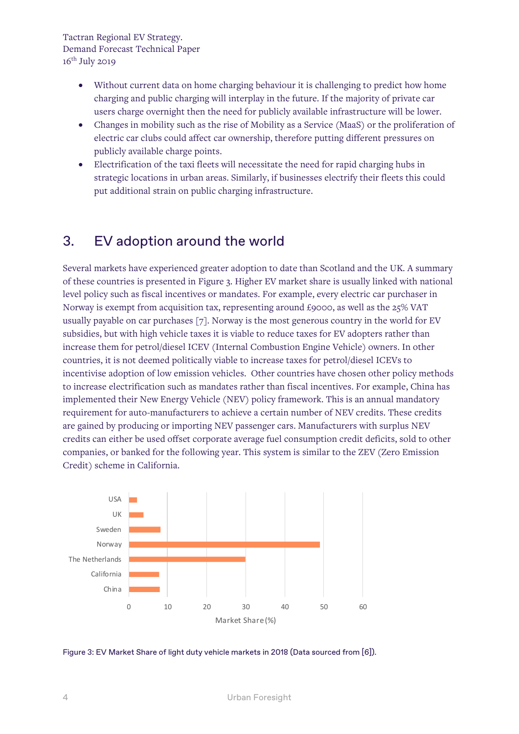- Without current data on home charging behaviour it is challenging to predict how home charging and public charging will interplay in the future. If the majority of private car users charge overnight then the need for publicly available infrastructure will be lower.
- Changes in mobility such as the rise of Mobility as a Service (MaaS) or the proliferation of electric car clubs could affect car ownership, therefore putting different pressures on publicly available charge points.
- Electrification of the taxi fleets will necessitate the need for rapid charging hubs in strategic locations in urban areas. Similarly, if businesses electrify their fleets this could put additional strain on public charging infrastructure.

## 3. EV adoption around the world

Several markets have experienced greater adoption to date than Scotland and the UK. A summary of these countries is presented in Figure 3. Higher EV market share is usually linked with national level policy such as fiscal incentives or mandates. For example, every electric car purchaser in Norway is exempt from acquisition tax, representing around £9000, as well as the 25% VAT usually payable on car purchases [7]. Norway is the most generous country in the world for EV subsidies, but with high vehicle taxes it is viable to reduce taxes for EV adopters rather than increase them for petrol/diesel ICEV (Internal Combustion Engine Vehicle) owners. In other countries, it is not deemed politically viable to increase taxes for petrol/diesel ICEVs to incentivise adoption of low emission vehicles. Other countries have chosen other policy methods to increase electrification such as mandates rather than fiscal incentives. For example, China has implemented their New Energy Vehicle (NEV) policy framework. This is an annual mandatory requirement for auto-manufacturers to achieve a certain number of NEV credits. These credits are gained by producing or importing NEV passenger cars. Manufacturers with surplus NEV credits can either be used offset corporate average fuel consumption credit deficits, sold to other companies, or banked for the following year. This system is similar to the ZEV (Zero Emission Credit) scheme in California.

Figure 3: EV Market Share of light duty vehicle markets in 2018 (Data sourced from [6]).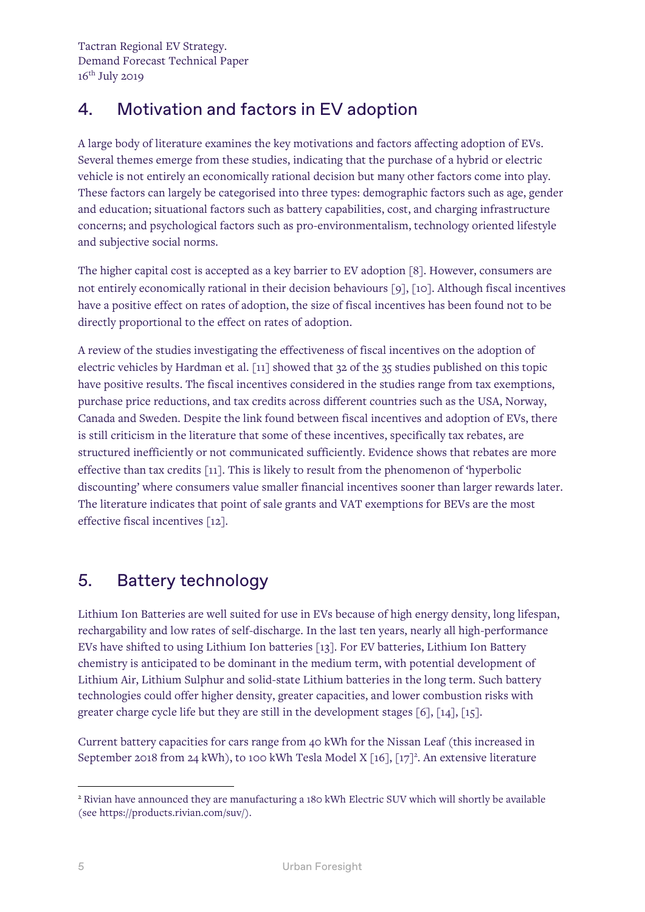## 4. Motivation and factors in EV adoption

A large body of literature examines the key motivations and factors affecting adoption of EVs. Several themes emerge from these studies, indicating that the purchase of a hybrid or electric vehicle is not entirely an economically rational decision but many other factors come into play. These factors can largely be categorised into three types: demographic factors such as age, gender and education; situational factors such as battery capabilities, cost, and charging infrastructure concerns; and psychological factors such as pro-environmentalism, technology oriented lifestyle and subjective social norms.

The higher capital cost is accepted as a key barrier to EV adoption [8]. However, consumers are not entirely economically rational in their decision behaviours [9], [10]. Although fiscal incentives have a positive effect on rates of adoption, the size of fiscal incentives has been found not to be directly proportional to the effect on rates of adoption.

A review of the studies investigating the effectiveness of fiscal incentives on the adoption of electric vehicles by Hardman et al. [11] showed that 32 of the 35 studies published on this topic have positive results. The fiscal incentives considered in the studies range from tax exemptions, purchase price reductions, and tax credits across different countries such as the USA, Norway, Canada and Sweden. Despite the link found between fiscal incentives and adoption of EVs, there is still criticism in the literature that some of these incentives, specifically tax rebates, are structured inefficiently or not communicated sufficiently. Evidence shows that rebates are more effective than tax credits [11]. This is likely to result from the phenomenon of 'hyperbolic discounting' where consumers value smaller financial incentives sooner than larger rewards later. The literature indicates that point of sale grants and VAT exemptions for BEVs are the most effective fiscal incentives [12].

## 5. Battery technology

Lithium Ion Batteries are well suited for use in EVs because of high energy density, long lifespan, rechargability and low rates of self-discharge. In the last ten years, nearly all high-performance EVs have shifted to using Lithium Ion batteries [13]. For EV batteries, Lithium Ion Battery chemistry is anticipated to be dominant in the medium term, with potential development of Lithium Air, Lithium Sulphur and solid-state Lithium batteries in the long term. Such battery technologies could offer higher density, greater capacities, and lower combustion risks with greater charge cycle life but they are still in the development stages [6], [14], [15].

Current battery capacities for cars range from 40 kWh for the Nissan Leaf (this increased in September 2018 from 24 kWh), to 100 kWh Tesla Model X [16], [17][2]. An extensive literature

[2] Rivian have announced they are manufacturing a 180 kWh Electric SUV which will shortly be available (see https://products.rivian.com/suv/).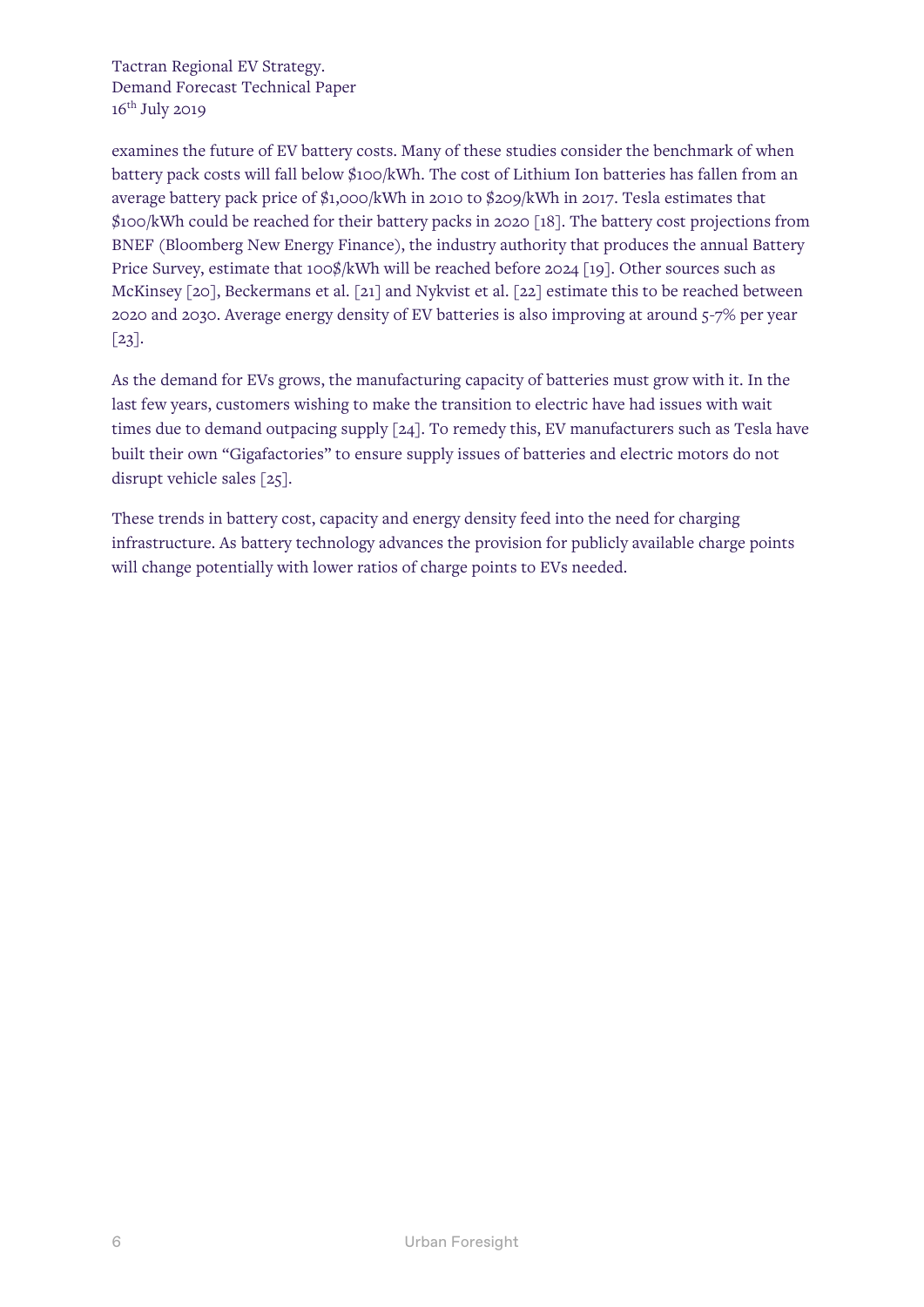examines the future of EV battery costs. Many of these studies consider the benchmark of when battery pack costs will fall below $100/kWh. The cost of Lithium Ion batteries has fallen from an average battery pack price of $1,000/kWh in 2010 to $209/kWh in 2017. Tesla estimates that $100/kWh could be reached for their battery packs in 2020 [18]. The battery cost projections from BNEF (Bloomberg New Energy Finance), the industry authority that produces the annual Battery Price Survey, estimate that 100$/kWh will be reached before 2024 [19]. Other sources such as McKinsey [20], Beckermans et al. [21] and Nykvist et al. [22] estimate this to be reached between 2020 and 2030. Average energy density of EV batteries is also improving at around 5-7% per year [23].

As the demand for EVs grows, the manufacturing capacity of batteries must grow with it. In the last few years, customers wishing to make the transition to electric have had issues with wait times due to demand outpacing supply [24]. To remedy this, EV manufacturers such as Tesla have built their own "Gigafactories" to ensure supply issues of batteries and electric motors do not disrupt vehicle sales [25].

These trends in battery cost, capacity and energy density feed into the need for charging infrastructure. As battery technology advances the provision for publicly available charge points will change potentially with lower ratios of charge points to EVs needed.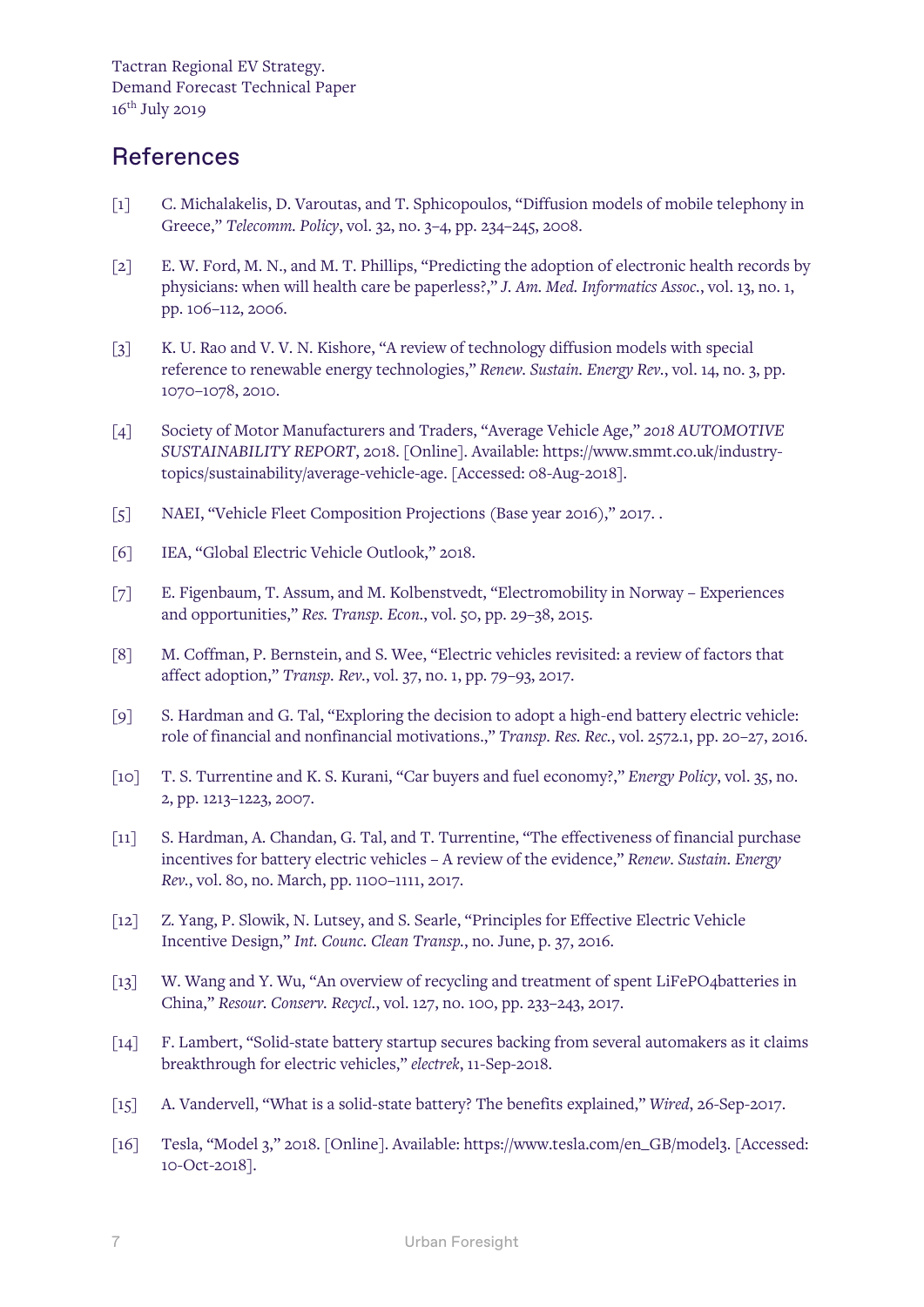## References

[1] C. Michalakelis, D. Varoutas, and T. Sphicopoulos, "Diffusion models of mobile telephony in Greece," *Telecomm. Policy*, vol. 32, no. 3–4, pp. 234–245, 2008.

[2] E. W. Ford, M. N., and M. T. Phillips, "Predicting the adoption of electronic health records by physicians: when will health care be paperless?," *J. Am. Med. Informatics Assoc.*, vol. 13, no. 1, pp. 106–112, 2006.

[3] K. U. Rao and V. V. N. Kishore, "A review of technology diffusion models with special reference to renewable energy technologies," *Renew. Sustain. Energy Rev.*, vol. 14, no. 3, pp. 1070–1078, 2010.

[4] Society of Motor Manufacturers and Traders, "Average Vehicle Age," *2018 AUTOMOTIVE SUSTAINABILITY REPORT*, 2018. [Online]. Available: https://www.smmt.co.uk/industry-topics/sustainability/average-vehicle-age. [Accessed: 08-Aug-2018].

[5] NAEI, "Vehicle Fleet Composition Projections (Base year 2016)," 2017. .

[6] IEA, "Global Electric Vehicle Outlook," 2018.

[7] E. Figenbaum, T. Assum, and M. Kolbenstvedt, "Electromobility in Norway – Experiences and opportunities," *Res. Transp. Econ.*, vol. 50, pp. 29–38, 2015.

[8] M. Coffman, P. Bernstein, and S. Wee, "Electric vehicles revisited: a review of factors that affect adoption," *Transp. Rev.*, vol. 37, no. 1, pp. 79–93, 2017.

[9] S. Hardman and G. Tal, "Exploring the decision to adopt a high-end battery electric vehicle: role of financial and nonfinancial motivations.," *Transp. Res. Rec.*, vol. 2572.1, pp. 20–27, 2016.

[10] T. S. Turrentine and K. S. Kurani, "Car buyers and fuel economy?," *Energy Policy*, vol. 35, no. 2, pp. 1213–1223, 2007.

[11] S. Hardman, A. Chandan, G. Tal, and T. Turrentine, "The effectiveness of financial purchase incentives for battery electric vehicles – A review of the evidence," *Renew. Sustain. Energy Rev.*, vol. 80, no. March, pp. 1100–1111, 2017.

[12] Z. Yang, P. Slowik, N. Lutsey, and S. Searle, "Principles for Effective Electric Vehicle Incentive Design," *Int. Counc. Clean Transp.*, no. June, p. 37, 2016.

[13] W. Wang and Y. Wu, "An overview of recycling and treatment of spent LiFePO4batteries in China," *Resour. Conserv. Recycl.*, vol. 127, no. 100, pp. 233–243, 2017.

[14] F. Lambert, "Solid-state battery startup secures backing from several automakers as it claims breakthrough for electric vehicles," *electrek*, 11-Sep-2018.

[15] A. Vandervell, "What is a solid-state battery? The benefits explained," *Wired*, 26-Sep-2017.

[16] Tesla, "Model 3," 2018. [Online]. Available: https://www.tesla.com/en_GB/model3. [Accessed: 10-Oct-2018].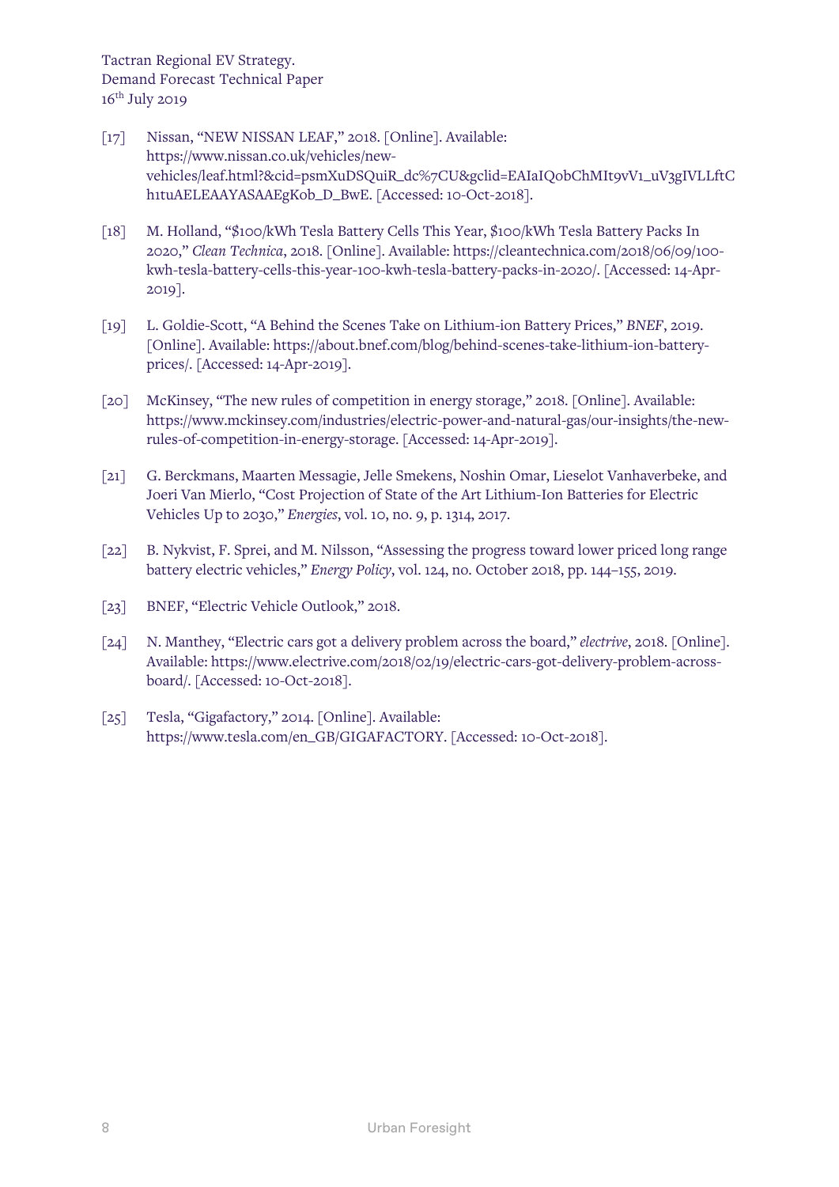[17] Nissan, "NEW NISSAN LEAF," 2018. [Online]. Available: https://www.nissan.co.uk/vehicles/new-vehicles/leaf.html?&cid=psmXuDSQuiR_dc%7CU&gclid=EAIaIQobChMIt9vV1_uV3gIVLLftCh1tuAELEAAYASAAEgKob_D_BwE. [Accessed: 10-Oct-2018].

[18] M. Holland, "$100/kWh Tesla Battery Cells This Year, $100/kWh Tesla Battery Packs In 2020," *Clean Technica*, 2018. [Online]. Available: https://cleantechnica.com/2018/06/09/100-kwh-tesla-battery-cells-this-year-100-kwh-tesla-battery-packs-in-2020/. [Accessed: 14-Apr-2019].

[19] L. Goldie-Scott, "A Behind the Scenes Take on Lithium-ion Battery Prices," *BNEF*, 2019. [Online]. Available: https://about.bnef.com/blog/behind-scenes-take-lithium-ion-battery-prices/. [Accessed: 14-Apr-2019].

[20] McKinsey, "The new rules of competition in energy storage," 2018. [Online]. Available: https://www.mckinsey.com/industries/electric-power-and-natural-gas/our-insights/the-new-rules-of-competition-in-energy-storage. [Accessed: 14-Apr-2019].

[21] G. Berckmans, Maarten Messagie, Jelle Smekens, Noshin Omar, Lieselot Vanhaverbeke, and Joeri Van Mierlo, "Cost Projection of State of the Art Lithium-Ion Batteries for Electric Vehicles Up to 2030," *Energies*, vol. 10, no. 9, p. 1314, 2017.

[22] B. Nykvist, F. Sprei, and M. Nilsson, "Assessing the progress toward lower priced long range battery electric vehicles," *Energy Policy*, vol. 124, no. October 2018, pp. 144–155, 2019.

[23] BNEF, "Electric Vehicle Outlook," 2018.

[24] N. Manthey, "Electric cars got a delivery problem across the board," *electrive*, 2018. [Online]. Available: https://www.electrive.com/2018/02/19/electric-cars-got-delivery-problem-across-board/. [Accessed: 10-Oct-2018].

[25] Tesla, "Gigafactory," 2014. [Online]. Available: https://www.tesla.com/en_GB/GIGAFACTORY. [Accessed: 10-Oct-2018].